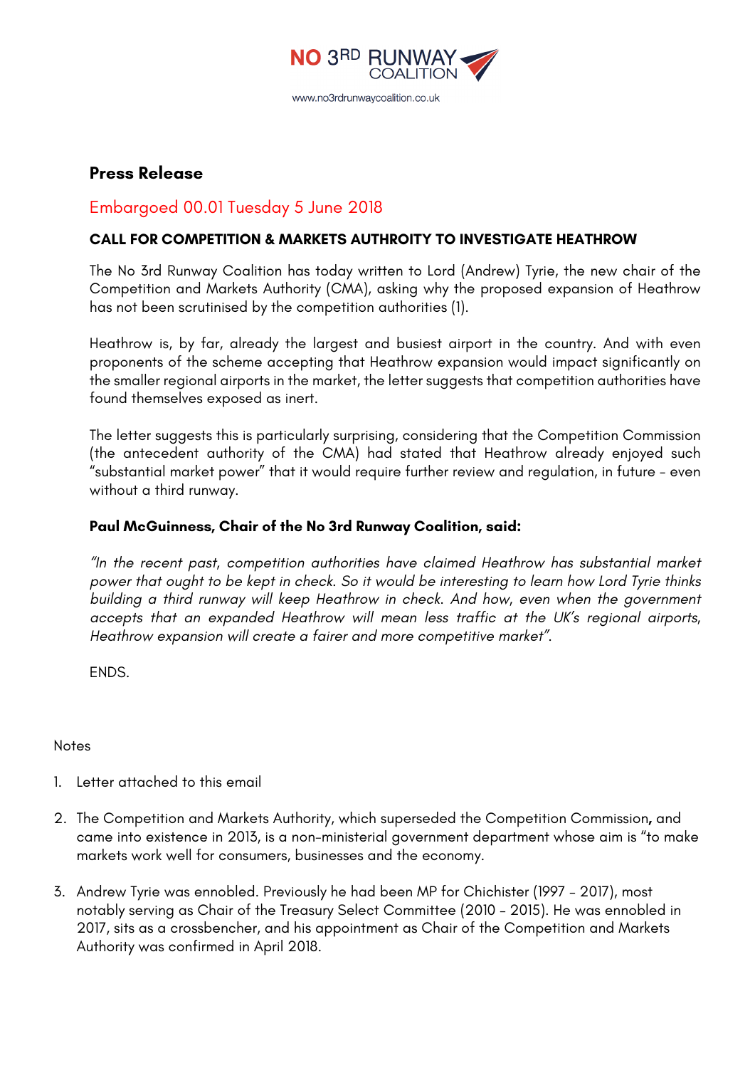NO 3RD RUNWAY COALITION

www.no3rdrunwaycoalition.co.uk

## Press Release

Embargoed 00.01 Tuesday 5 June 2018

### CALL FOR COMPETITION & MARKETS AUTHROITY TO INVESTIGATE HEATHROW

The No 3rd Runway Coalition has today written to Lord (Andrew) Tyrie, the new chair of the Competition and Markets Authority (CMA), asking why the proposed expansion of Heathrow has not been scrutinised by the competition authorities (1).

Heathrow is, by far, already the largest and busiest airport in the country. And with even proponents of the scheme accepting that Heathrow expansion would impact significantly on the smaller regional airports in the market, the letter suggests that competition authorities have found themselves exposed as inert.

The letter suggests this is particularly surprising, considering that the Competition Commission (the antecedent authority of the CMA) had stated that Heathrow already enjoyed such "substantial market power" that it would require further review and regulation, in future – even without a third runway.

**Paul McGuinness, Chair of the No 3rd Runway Coalition, said:**

*"In the recent past, competition authorities have claimed Heathrow has substantial market power that ought to be kept in check. So it would be interesting to learn how Lord Tyrie thinks building a third runway will keep Heathrow in check. And how, even when the government accepts that an expanded Heathrow will mean less traffic at the UK's regional airports, Heathrow expansion will create a fairer and more competitive market".*

ENDS.

Notes

1. Letter attached to this email
2. The Competition and Markets Authority, which superseded the Competition Commission**,** and came into existence in 2013, is a non-ministerial government department whose aim is "to make markets work well for consumers, businesses and the economy.
3. Andrew Tyrie was ennobled. Previously he had been MP for Chichister (1997 – 2017), most notably serving as Chair of the Treasury Select Committee (2010 – 2015). He was ennobled in 2017, sits as a crossbencher, and his appointment as Chair of the Competition and Markets Authority was confirmed in April 2018.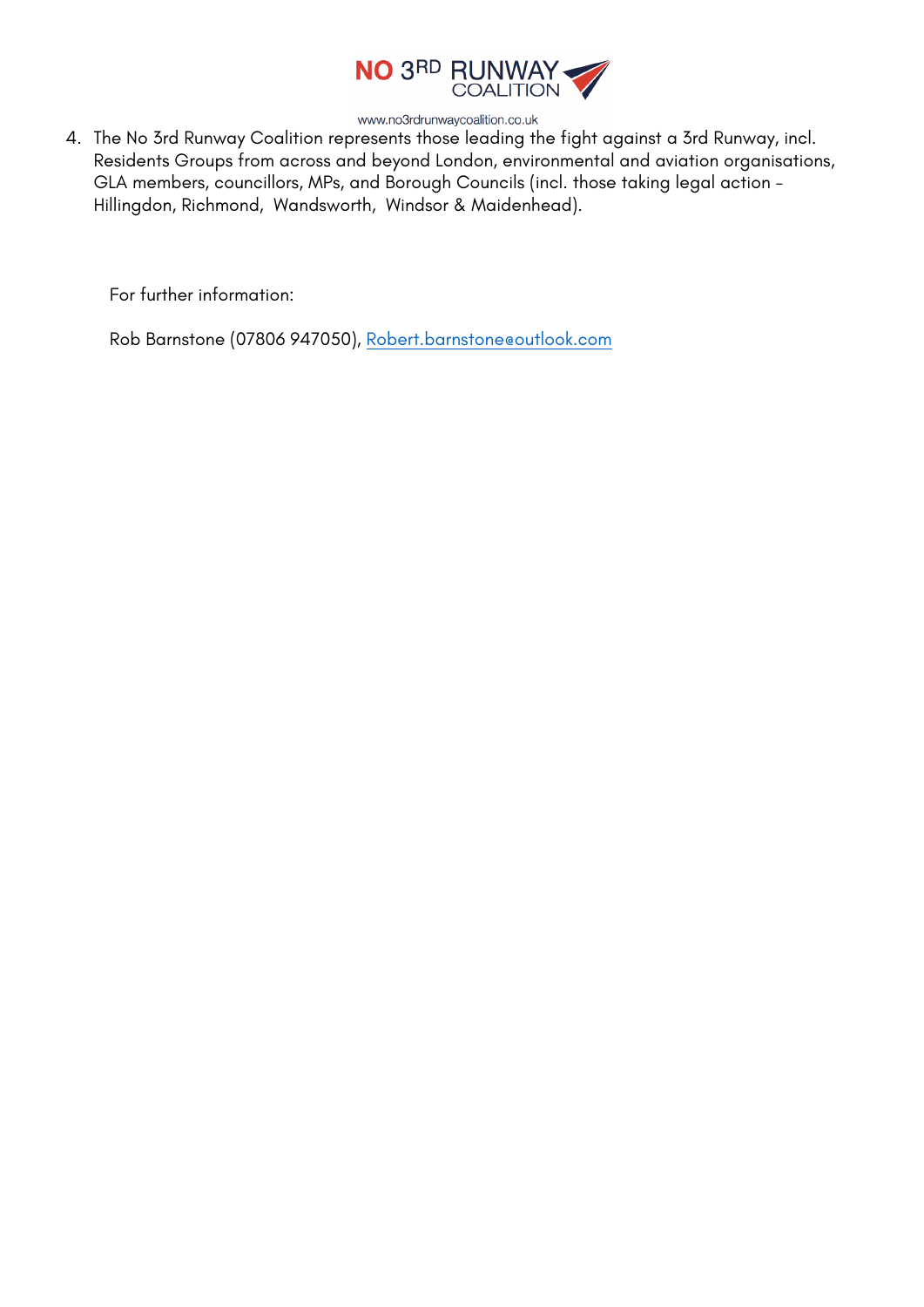4. The No 3rd Runway Coalition represents those leading the fight against a 3rd Runway, incl. Residents Groups from across and beyond London, environmental and aviation organisations, GLA members, councillors, MPs, and Borough Councils (incl. those taking legal action – Hillingdon, Richmond, Wandsworth, Windsor & Maidenhead).

For further information:

Rob Barnstone (07806 947050), Robert.barnstone@outlook.com